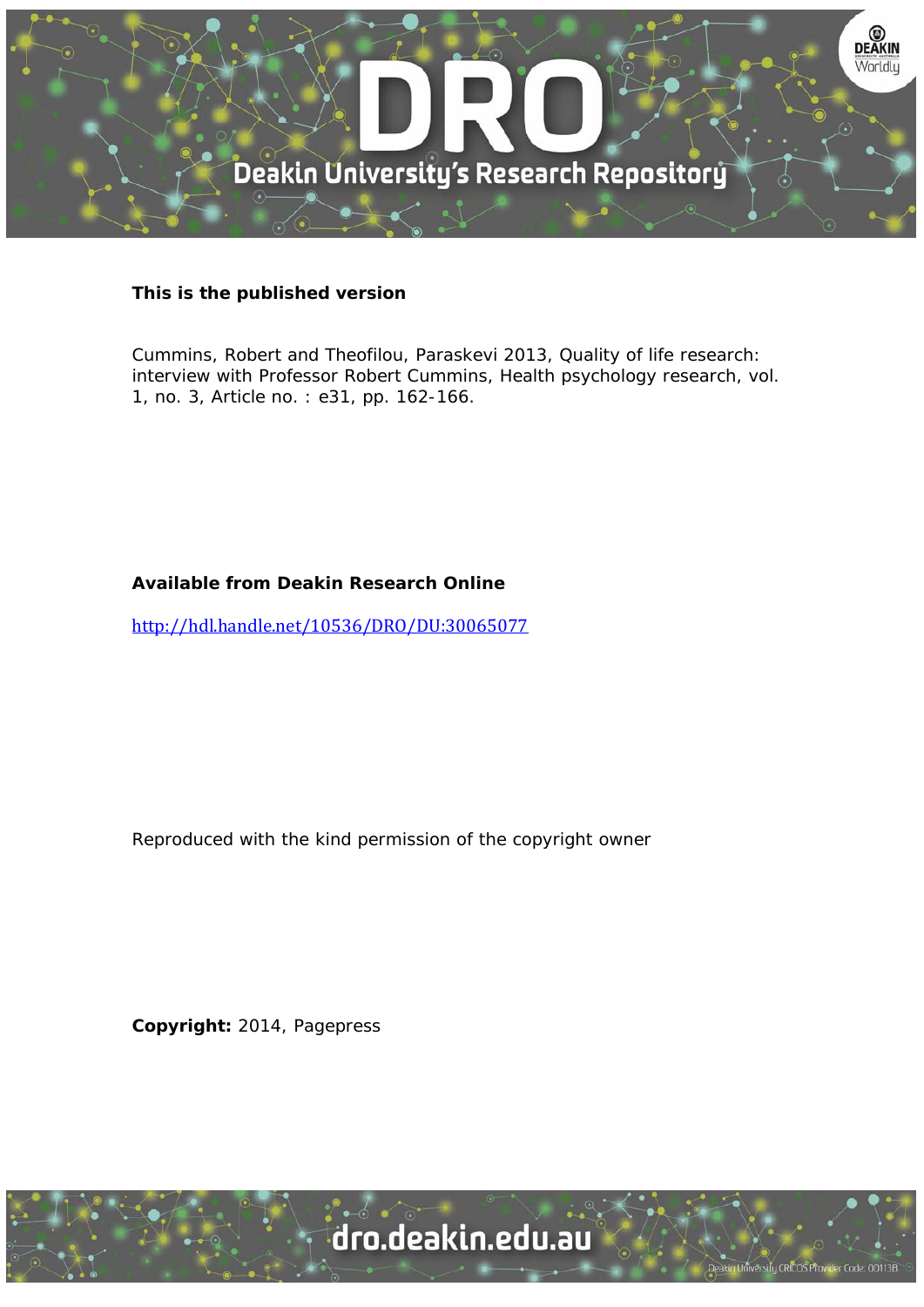**This is the published version**

Cummins, Robert and Theofilou, Paraskevi 2013, Quality of life research: interview with Professor Robert Cummins, Health psychology research, vol. 1, no. 3, Article no. : e31, pp. 162-166.

**Available from Deakin Research Online**

http://hdl.handle.net/10536/DRO/DU:30065077

Reproduced with the kind permission of the copyright owner

**Copyright:** 2014, Pagepress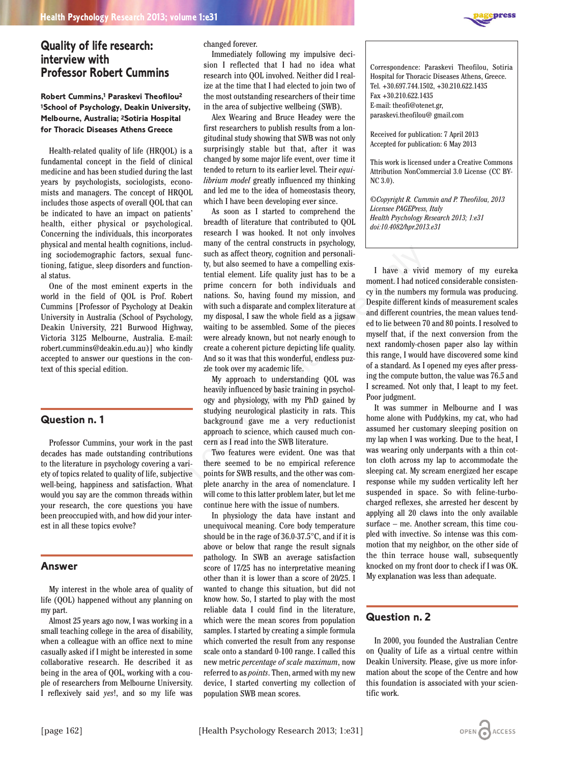# Quality of life research: interview with Professor Robert Cummins

**Robert Cummins,[1] Paraskevi Theofilou[2]**
**[1]School of Psychology, Deakin University, Melbourne, Australia; [2]Sotiria Hospital for Thoracic Diseases Athens Greece**

Health-related quality of life (HRQOL) is a fundamental concept in the field of clinical medicine and has been studied during the last years by psychologists, sociologists, economists and managers. The concept of HRQOL includes those aspects of overall QOL that can be indicated to have an impact on patients' health, either physical or psychological. Concerning the individuals, this incorporates physical and mental health cognitions, including sociodemographic factors, sexual functioning, fatigue, sleep disorders and functional status.

One of the most eminent experts in the world in the field of QOL is Prof. Robert Cummins [Professor of Psychology at Deakin University in Australia (School of Psychology, Deakin University, 221 Burwood Highway, Victoria 3125 Melbourne, Australia. E-mail: robert.cummins@deakin.edu.au)] who kindly accepted to answer our questions in the context of this special edition.

## Question n. 1

Professor Cummins, your work in the past decades has made outstanding contributions to the literature in psychology covering a variety of topics related to quality of life, subjective well-being, happiness and satisfaction. What would you say are the common threads within your research, the core questions you have been preoccupied with, and how did your interest in all these topics evolve?

## Answer

My interest in the whole area of quality of life (QOL) happened without any planning on my part.

Almost 25 years ago now, I was working in a small teaching college in the area of disability, when a colleague with an office next to mine casually asked if I might be interested in some collaborative research. He described it as being in the area of QOL, working with a couple of researchers from Melbourne University. I reflexively said *yes*!, and so my life was changed forever.

Immediately following my impulsive decision I reflected that I had no idea what research into QOL involved. Neither did I realize at the time that I had elected to join two of the most outstanding researchers of their time in the area of subjective wellbeing (SWB).

Alex Wearing and Bruce Headey were the first researchers to publish results from a longitudinal study showing that SWB was not only surprisingly stable but that, after it was changed by some major life event, over time it tended to return to its earlier level. Their *equilibrium model* greatly influenced my thinking and led me to the idea of homeostasis theory, which I have been developing ever since.

As soon as I started to comprehend the breadth of literature that contributed to QOL research I was hooked. It not only involves many of the central constructs in psychology, such as affect theory, cognition and personality, but also seemed to have a compelling existential element. Life quality just has to be a prime concern for both individuals and nations. So, having found my mission, and with such a disparate and complex literature at my disposal, I saw the whole field as a jigsaw waiting to be assembled. Some of the pieces were already known, but not nearly enough to create a coherent picture depicting life quality. And so it was that this wonderful, endless puzzle took over my academic life.

My approach to understanding QOL was heavily influenced by basic training in psychology and physiology, with my PhD gained by studying neurological plasticity in rats. This background gave me a very reductionist approach to science, which caused much concern as I read into the SWB literature.

Two features were evident. One was that there seemed to be no empirical reference points for SWB results, and the other was complete anarchy in the area of nomenclature. I will come to this latter problem later, but let me continue here with the issue of numbers.

In physiology the data have instant and unequivocal meaning. Core body temperature should be in the rage of 36.0-37.5°C, and if it is above or below that range the result signals pathology. In SWB an average satisfaction score of 17/25 has no interpretative meaning other than it is lower than a score of 20/25. I wanted to change this situation, but did not know how. So, I started to play with the most reliable data I could find in the literature, which were the mean scores from population samples. I started by creating a simple formula which converted the result from any response scale onto a standard 0-100 range. I called this new metric *percentage of scale maximum*, now referred to as *points*. Then, armed with my new device, I started converting my collection of population SWB mean scores.

I have a vivid memory of my eureka moment. I had noticed considerable consistency in the numbers my formula was producing. Despite different kinds of measurement scales and different countries, the mean values tended to lie between 70 and 80 points. I resolved to myself that, if the next conversion from the next randomly-chosen paper also lay within this range, I would have discovered some kind of a standard. As I opened my eyes after pressing the compute button, the value was 76.5 and I screamed. Not only that, I leapt to my feet. Poor judgment.

It was summer in Melbourne and I was home alone with Puddykins, my cat, who had assumed her customary sleeping position on my lap when I was working. Due to the heat, I was wearing only underpants with a thin cotton cloth across my lap to accommodate the sleeping cat. My scream energized her escape response while my sudden verticality left her suspended in space. So with feline-turbo-charged reflexes, she arrested her descent by applying all 20 claws into the only available surface – me. Another scream, this time coupled with invective. So intense was this commotion that my neighbor, on the other side of the thin terrace house wall, subsequently knocked on my front door to check if I was OK. My explanation was less than adequate.

## Question n. 2

In 2000, you founded the Australian Centre on Quality of Life as a virtual centre within Deakin University. Please, give us more information about the scope of the Centre and how this foundation is associated with your scientific work.

---

Correspondence: Paraskevi Theofilou, Sotiria Hospital for Thoracic Diseases Athens, Greece.
Tel. +30.697.744.1502, +30.210.622.1435
Fax +30.210.622.1435
E-mail: theofi@otenet.gr, paraskevi.theofilou@ gmail.com

Received for publication: 7 April 2013
Accepted for publication: 6 May 2013

This work is licensed under a Creative Commons Attribution NonCommercial 3.0 License (CC BY-NC 3.0).

*©Copyright R. Cummin and P. Theofilou, 2013*
*Licensee PAGEPress, Italy*
*Health Psychology Research 2013; 1:e31*
*doi:10.4082/hpr.2013.e31*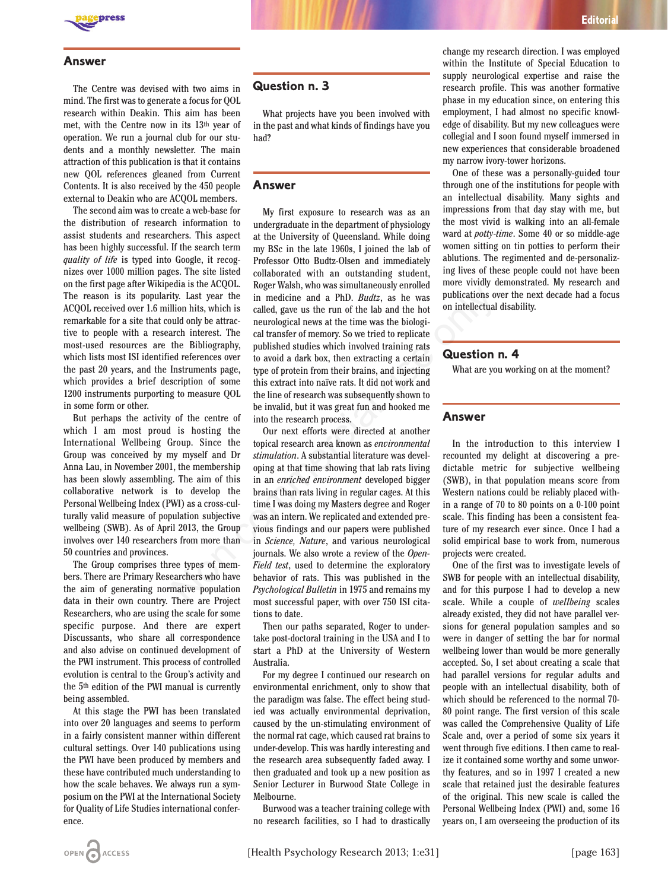## Answer

The Centre was devised with two aims in mind. The first was to generate a focus for QOL research within Deakin. This aim has been met, with the Centre now in its 13th year of operation. We run a journal club for our students and a monthly newsletter. The main attraction of this publication is that it contains new QOL references gleaned from Current Contents. It is also received by the 450 people external to Deakin who are ACQOL members.

The second aim was to create a web-base for the distribution of research information to assist students and researchers. This aspect has been highly successful. If the search term *quality of life* is typed into Google, it recognizes over 1000 million pages. The site listed on the first page after Wikipedia is the ACQOL. The reason is its popularity. Last year the ACQOL received over 1.6 million hits, which is remarkable for a site that could only be attractive to people with a research interest. The most-used resources are the Bibliography, which lists most ISI identified references over the past 20 years, and the Instruments page, which provides a brief description of some 1200 instruments purporting to measure QOL in some form or other.

But perhaps the activity of the centre of which I am most proud is hosting the International Wellbeing Group. Since the Group was conceived by my myself and Dr Anna Lau, in November 2001, the membership has been slowly assembling. The aim of this collaborative network is to develop the Personal Wellbeing Index (PWI) as a cross-culturally valid measure of population subjective wellbeing (SWB). As of April 2013, the Group involves over 140 researchers from more than 50 countries and provinces.

The Group comprises three types of members. There are Primary Researchers who have the aim of generating normative population data in their own country. There are Project Researchers, who are using the scale for some specific purpose. And there are expert Discussants, who share all correspondence and also advise on continued development of the PWI instrument. This process of controlled evolution is central to the Group's activity and the 5th edition of the PWI manual is currently being assembled.

At this stage the PWI has been translated into over 20 languages and seems to perform in a fairly consistent manner within different cultural settings. Over 140 publications using the PWI have been produced by members and these have contributed much understanding to how the scale behaves. We always run a symposium on the PWI at the International Society for Quality of Life Studies international conference.

## Question n. 3

What projects have you been involved with in the past and what kinds of findings have you had?

## Answer

My first exposure to research was as an undergraduate in the department of physiology at the University of Queensland. While doing my BSc in the late 1960s, I joined the lab of Professor Otto Budtz-Olsen and immediately collaborated with an outstanding student, Roger Walsh, who was simultaneously enrolled in medicine and a PhD. *Budtz*, as he was called, gave us the run of the lab and the hot neurological news at the time was the biological transfer of memory. So we tried to replicate published studies which involved training rats to avoid a dark box, then extracting a certain type of protein from their brains, and injecting this extract into naïve rats. It did not work and the line of research was subsequently shown to be invalid, but it was great fun and hooked me into the research process.

Our next efforts were directed at another topical research area known as *environmental stimulation*. A substantial literature was developing at that time showing that lab rats living in an *enriched environment* developed bigger brains than rats living in regular cages. At this time I was doing my Masters degree and Roger was an intern. We replicated and extended previous findings and our papers were published in *Science, Nature*, and various neurological journals. We also wrote a review of the *Open-Field test*, used to determine the exploratory behavior of rats. This was published in the *Psychological Bulletin* in 1975 and remains my most successful paper, with over 750 ISI citations to date.

Then our paths separated, Roger to undertake post-doctoral training in the USA and I to start a PhD at the University of Western Australia.

For my degree I continued our research on environmental enrichment, only to show that the paradigm was false. The effect being studied was actually environmental deprivation, caused by the un-stimulating environment of the normal rat cage, which caused rat brains to under-develop. This was hardly interesting and the research area subsequently faded away. I then graduated and took up a new position as Senior Lecturer in Burwood State College in Melbourne.

Burwood was a teacher training college with no research facilities, so I had to drastically change my research direction. I was employed within the Institute of Special Education to supply neurological expertise and raise the research profile. This was another formative phase in my education since, on entering this employment, I had almost no specific knowledge of disability. But my new colleagues were collegial and I soon found myself immersed in new experiences that considerable broadened my narrow ivory-tower horizons.

One of these was a personally-guided tour through one of the institutions for people with an intellectual disability. Many sights and impressions from that day stay with me, but the most vivid is walking into an all-female ward at *potty-time*. Some 40 or so middle-age women sitting on tin potties to perform their ablutions. The regimented and de-personalizing lives of these people could not have been more vividly demonstrated. My research and publications over the next decade had a focus on intellectual disability.

## Question n. 4

What are you working on at the moment?

## Answer

In the introduction to this interview I recounted my delight at discovering a predictable metric for subjective wellbeing (SWB), in that population means score from Western nations could be reliably placed within a range of 70 to 80 points on a 0-100 point scale. This finding has been a consistent feature of my research ever since. Once I had a solid empirical base to work from, numerous projects were created.

One of the first was to investigate levels of SWB for people with an intellectual disability, and for this purpose I had to develop a new scale. While a couple of *wellbeing* scales already existed, they did not have parallel versions for general population samples and so were in danger of setting the bar for normal wellbeing lower than would be more generally accepted. So, I set about creating a scale that had parallel versions for regular adults and people with an intellectual disability, both of which should be referenced to the normal 70-80 point range. The first version of this scale was called the Comprehensive Quality of Life Scale and, over a period of some six years it went through five editions. I then came to realize it contained some worthy and some unworthy features, and so in 1997 I created a new scale that retained just the desirable features of the original. This new scale is called the Personal Wellbeing Index (PWI) and, some 16 years on, I am overseeing the production of its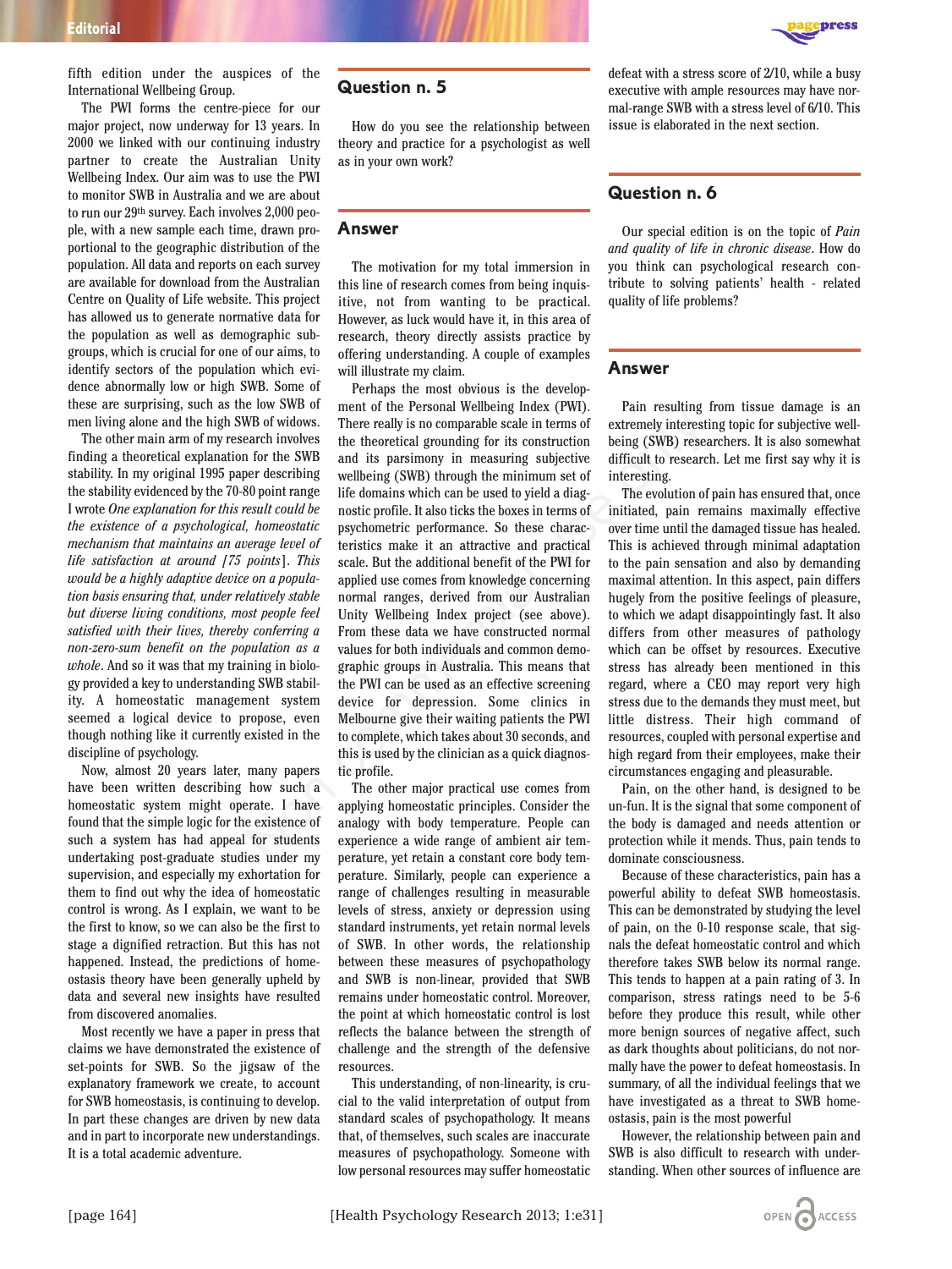fifth edition under the auspices of the International Wellbeing Group.

The PWI forms the centre-piece for our major project, now underway for 13 years. In 2000 we linked with our continuing industry partner to create the Australian Unity Wellbeing Index. Our aim was to use the PWI to monitor SWB in Australia and we are about to run our 29th survey. Each involves 2,000 people, with a new sample each time, drawn proportional to the geographic distribution of the population. All data and reports on each survey are available for download from the Australian Centre on Quality of Life website. This project has allowed us to generate normative data for the population as well as demographic subgroups, which is crucial for one of our aims, to identify sectors of the population which evidence abnormally low or high SWB. Some of these are surprising, such as the low SWB of men living alone and the high SWB of widows.

The other main arm of my research involves finding a theoretical explanation for the SWB stability. In my original 1995 paper describing the stability evidenced by the 70-80 point range I wrote *One explanation for this result could be the existence of a psychological, homeostatic mechanism that maintains an average level of life satisfaction at around [75 points]. This would be a highly adaptive device on a population basis ensuring that, under relatively stable but diverse living conditions, most people feel satisfied with their lives, thereby conferring a non-zero-sum benefit on the population as a whole*. And so it was that my training in biology provided a key to understanding SWB stability. A homeostatic management system seemed a logical device to propose, even though nothing like it currently existed in the discipline of psychology.

Now, almost 20 years later, many papers have been written describing how such a homeostatic system might operate. I have found that the simple logic for the existence of such a system has had appeal for students undertaking post-graduate studies under my supervision, and especially my exhortation for them to find out why the idea of homeostatic control is wrong. As I explain, we want to be the first to know, so we can also be the first to stage a dignified retraction. But this has not happened. Instead, the predictions of homeostasis theory have been generally upheld by data and several new insights have resulted from discovered anomalies.

Most recently we have a paper in press that claims we have demonstrated the existence of set-points for SWB. So the jigsaw of the explanatory framework we create, to account for SWB homeostasis, is continuing to develop. In part these changes are driven by new data and in part to incorporate new understandings. It is a total academic adventure.

## Question n. 5

How do you see the relationship between theory and practice for a psychologist as well as in your own work?

## Answer

The motivation for my total immersion in this line of research comes from being inquisitive, not from wanting to be practical. However, as luck would have it, in this area of research, theory directly assists practice by offering understanding. A couple of examples will illustrate my claim.

Perhaps the most obvious is the development of the Personal Wellbeing Index (PWI). There really is no comparable scale in terms of the theoretical grounding for its construction and its parsimony in measuring subjective wellbeing (SWB) through the minimum set of life domains which can be used to yield a diagnostic profile. It also ticks the boxes in terms of psychometric performance. So these characteristics make it an attractive and practical scale. But the additional benefit of the PWI for applied use comes from knowledge concerning normal ranges, derived from our Australian Unity Wellbeing Index project (see above). From these data we have constructed normal values for both individuals and common demographic groups in Australia. This means that the PWI can be used as an effective screening device for depression. Some clinics in Melbourne give their waiting patients the PWI to complete, which takes about 30 seconds, and this is used by the clinician as a quick diagnostic profile.

The other major practical use comes from applying homeostatic principles. Consider the analogy with body temperature. People can experience a wide range of ambient air temperature, yet retain a constant core body temperature. Similarly, people can experience a range of challenges resulting in measurable levels of stress, anxiety or depression using standard instruments, yet retain normal levels of SWB. In other words, the relationship between these measures of psychopathology and SWB is non-linear, provided that SWB remains under homeostatic control. Moreover, the point at which homeostatic control is lost reflects the balance between the strength of challenge and the strength of the defensive resources.

This understanding, of non-linearity, is crucial to the valid interpretation of output from standard scales of psychopathology. It means that, of themselves, such scales are inaccurate measures of psychopathology. Someone with low personal resources may suffer homeostatic defeat with a stress score of 2/10, while a busy executive with ample resources may have normal-range SWB with a stress level of 6/10. This issue is elaborated in the next section.

## Question n. 6

Our special edition is on the topic of *Pain and quality of life in chronic disease*. How do you think can psychological research contribute to solving patients' health - related quality of life problems?

## Answer

Pain resulting from tissue damage is an extremely interesting topic for subjective wellbeing (SWB) researchers. It is also somewhat difficult to research. Let me first say why it is interesting.

The evolution of pain has ensured that, once initiated, pain remains maximally effective over time until the damaged tissue has healed. This is achieved through minimal adaptation to the pain sensation and also by demanding maximal attention. In this aspect, pain differs hugely from the positive feelings of pleasure, to which we adapt disappointingly fast. It also differs from other measures of pathology which can be offset by resources. Executive stress has already been mentioned in this regard, where a CEO may report very high stress due to the demands they must meet, but little distress. Their high command of resources, coupled with personal expertise and high regard from their employees, make their circumstances engaging and pleasurable.

Pain, on the other hand, is designed to be un-fun. It is the signal that some component of the body is damaged and needs attention or protection while it mends. Thus, pain tends to dominate consciousness.

Because of these characteristics, pain has a powerful ability to defeat SWB homeostasis. This can be demonstrated by studying the level of pain, on the 0-10 response scale, that signals the defeat homeostatic control and which therefore takes SWB below its normal range. This tends to happen at a pain rating of 3. In comparison, stress ratings need to be 5-6 before they produce this result, while other more benign sources of negative affect, such as dark thoughts about politicians, do not normally have the power to defeat homeostasis. In summary, of all the individual feelings that we have investigated as a threat to SWB homeostasis, pain is the most powerful

However, the relationship between pain and SWB is also difficult to research with understanding. When other sources of influence are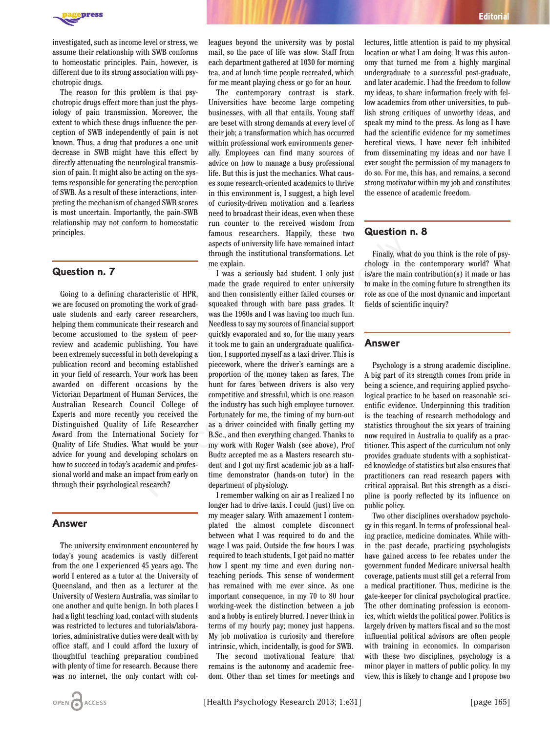investigated, such as income level or stress, we assume their relationship with SWB conforms to homeostatic principles. Pain, however, is different due to its strong association with psychotropic drugs.

The reason for this problem is that psychotropic drugs effect more than just the physiology of pain transmission. Moreover, the extent to which these drugs influence the perception of SWB independently of pain is not known. Thus, a drug that produces a one unit decrease in SWB might have this effect by directly attenuating the neurological transmission of pain. It might also be acting on the systems responsible for generating the perception of SWB. As a result of these interactions, interpreting the mechanism of changed SWB scores is most uncertain. Importantly, the pain-SWB relationship may not conform to homeostatic principles.

## Question n. 7

Going to a defining characteristic of HPR, we are focused on promoting the work of graduate students and early career researchers, helping them communicate their research and become accustomed to the system of peer-review and academic publishing. You have been extremely successful in both developing a publication record and becoming established in your field of research. Your work has been awarded on different occasions by the Victorian Department of Human Services, the Australian Research Council College of Experts and more recently you received the Distinguished Quality of Life Researcher Award from the International Society for Quality of Life Studies. What would be your advice for young and developing scholars on how to succeed in today's academic and professional world and make an impact from early on through their psychological research?

## Answer

The university environment encountered by today's young academics is vastly different from the one I experienced 45 years ago. The world I entered as a tutor at the University of Queensland, and then as a lecturer at the University of Western Australia, was similar to one another and quite benign. In both places I had a light teaching load, contact with students was restricted to lectures and tutorials/laboratories, administrative duties were dealt with by office staff, and I could afford the luxury of thoughtful teaching preparation combined with plenty of time for research. Because there was no internet, the only contact with colleagues beyond the university was by postal mail, so the pace of life was slow. Staff from each department gathered at 1030 for morning tea, and at lunch time people recreated, which for me meant playing chess or go for an hour.

The contemporary contrast is stark. Universities have become large competing businesses, with all that entails. Young staff are beset with strong demands at every level of their job; a transformation which has occurred within professional work environments generally. Employees can find many sources of advice on how to manage a busy professional life. But this is just the mechanics. What causes some research-oriented academics to thrive in this environment is, I suggest, a high level of curiosity-driven motivation and a fearless need to broadcast their ideas, even when these run counter to the received wisdom from famous researchers. Happily, these two aspects of university life have remained intact through the institutional transformations. Let me explain.

I was a seriously bad student. I only just made the grade required to enter university and then consistently either failed courses or squeaked through with bare pass grades. It was the 1960s and I was having too much fun. Needless to say my sources of financial support quickly evaporated and so, for the many years it took me to gain an undergraduate qualification, I supported myself as a taxi driver. This is piecework, where the driver's earnings are a proportion of the money taken as fares. The hunt for fares between drivers is also very competitive and stressful, which is one reason the industry has such high employee turnover. Fortunately for me, the timing of my burn-out as a driver coincided with finally getting my B.Sc., and then everything changed. Thanks to my work with Roger Walsh (see above), Prof Budtz accepted me as a Masters research student and I got my first academic job as a half-time demonstrator (hands-on tutor) in the department of physiology.

I remember walking on air as I realized I no longer had to drive taxis. I could (just) live on my meager salary. With amazement I contemplated the almost complete disconnect between what I was required to do and the wage I was paid. Outside the few hours I was required to teach students, I got paid no matter how I spent my time and even during non-teaching periods. This sense of wonderment has remained with me ever since. As one important consequence, in my 70 to 80 hour working-week the distinction between a job and a hobby is entirely blurred. I never think in terms of my hourly pay; money just happens. My job motivation is curiosity and therefore intrinsic, which, incidentally, is good for SWB.

The second motivational feature that remains is the autonomy and academic freedom. Other than set times for meetings and lectures, little attention is paid to my physical location or what I am doing. It was this autonomy that turned me from a highly marginal undergraduate to a successful post-graduate, and later academic. I had the freedom to follow my ideas, to share information freely with fellow academics from other universities, to publish strong critiques of unworthy ideas, and speak my mind to the press. As long as I have had the scientific evidence for my sometimes heretical views, I have never felt inhibited from disseminating my ideas and nor have I ever sought the permission of my managers to do so. For me, this has, and remains, a second strong motivator within my job and constitutes the essence of academic freedom.

## Question n. 8

Finally, what do you think is the role of psychology in the contemporary world? What is/are the main contribution(s) it made or has to make in the coming future to strengthen its role as one of the most dynamic and important fields of scientific inquiry?

## Answer

Psychology is a strong academic discipline. A big part of its strength comes from pride in being a science, and requiring applied psychological practice to be based on reasonable scientific evidence. Underpinning this tradition is the teaching of research methodology and statistics throughout the six years of training now required in Australia to qualify as a practitioner. This aspect of the curriculum not only provides graduate students with a sophisticated knowledge of statistics but also ensures that practitioners can read research papers with critical appraisal. But this strength as a discipline is poorly reflected by its influence on public policy.

Two other disciplines overshadow psychology in this regard. In terms of professional healing practice, medicine dominates. While within the past decade, practicing psychologists have gained access to fee rebates under the government funded Medicare universal health coverage, patients must still get a referral from a medical practitioner. Thus, medicine is the gate-keeper for clinical psychological practice. The other dominating profession is economics, which wields the political power. Politics is largely driven by matters fiscal and so the most influential political advisors are often people with training in economics. In comparison with these two disciplines, psychology is a minor player in matters of public policy. In my view, this is likely to change and I propose two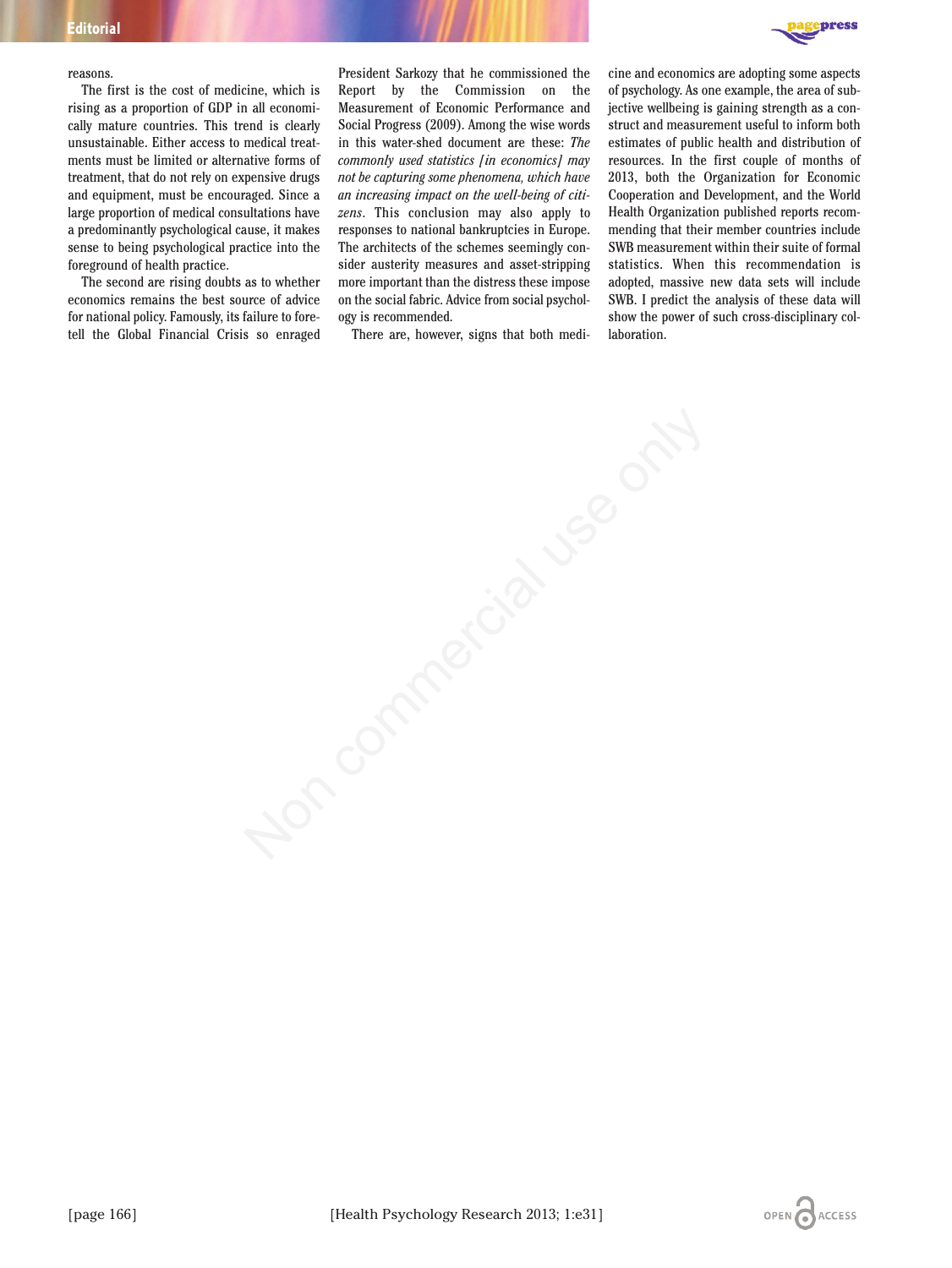reasons.

The first is the cost of medicine, which is rising as a proportion of GDP in all economically mature countries. This trend is clearly unsustainable. Either access to medical treatments must be limited or alternative forms of treatment, that do not rely on expensive drugs and equipment, must be encouraged. Since a large proportion of medical consultations have a predominantly psychological cause, it makes sense to being psychological practice into the foreground of health practice.

The second are rising doubts as to whether economics remains the best source of advice for national policy. Famously, its failure to foretell the Global Financial Crisis so enraged President Sarkozy that he commissioned the Report by the Commission on the Measurement of Economic Performance and Social Progress (2009). Among the wise words in this water-shed document are these: *The commonly used statistics [in economics] may not be capturing some phenomena, which have an increasing impact on the well-being of citizens*. This conclusion may also apply to responses to national bankruptcies in Europe. The architects of the schemes seemingly consider austerity measures and asset-stripping more important than the distress these impose on the social fabric. Advice from social psychology is recommended.

There are, however, signs that both medicine and economics are adopting some aspects of psychology. As one example, the area of subjective wellbeing is gaining strength as a construct and measurement useful to inform both estimates of public health and distribution of resources. In the first couple of months of 2013, both the Organization for Economic Cooperation and Development, and the World Health Organization published reports recommending that their member countries include SWB measurement within their suite of formal statistics. When this recommendation is adopted, massive new data sets will include SWB. I predict the analysis of these data will show the power of such cross-disciplinary collaboration.